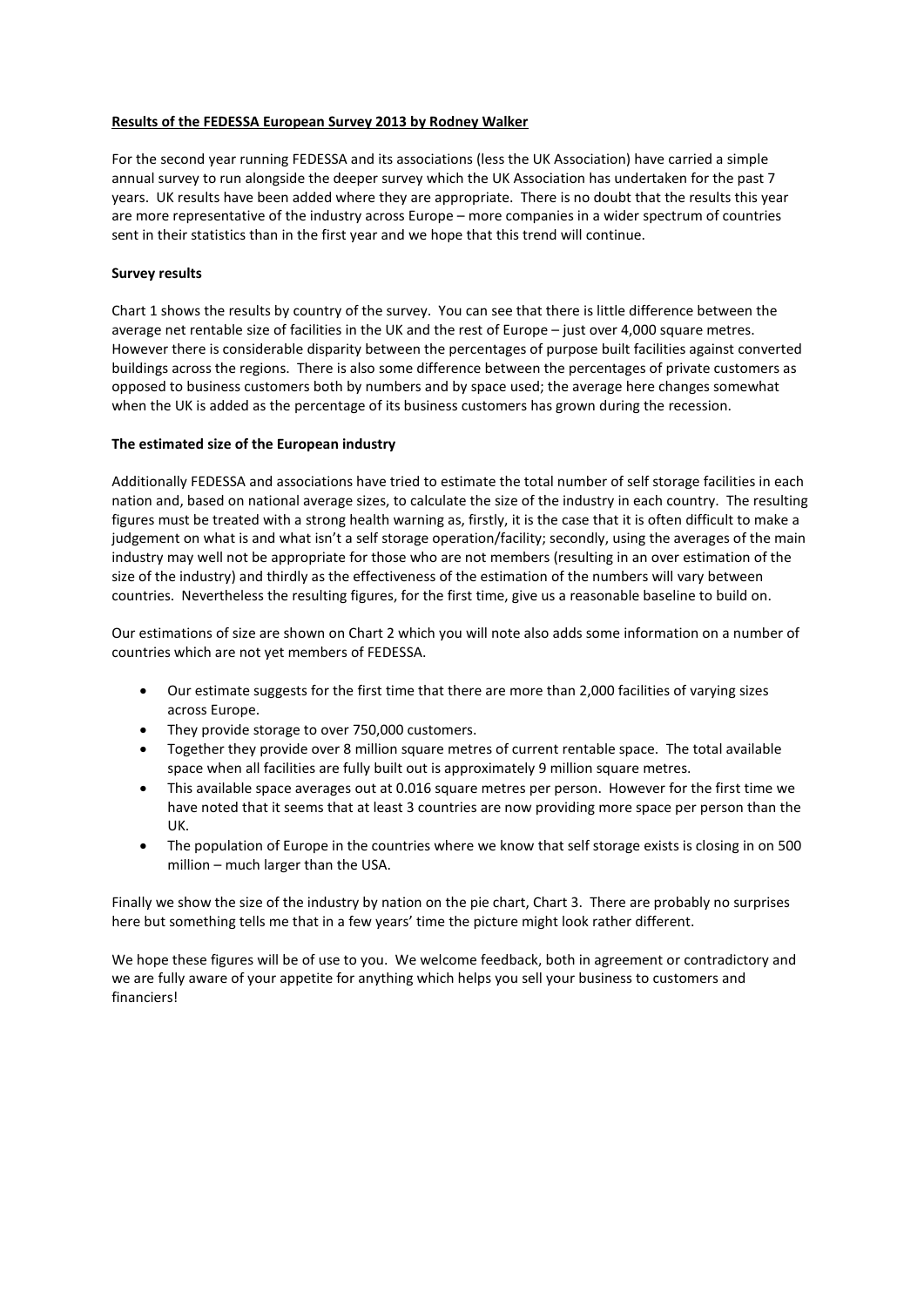**Results of the FEDESSA European Survey 2013 by Rodney Walker**

For the second year running FEDESSA and its associations (less the UK Association) have carried a simple annual survey to run alongside the deeper survey which the UK Association has undertaken for the past 7 years. UK results have been added where they are appropriate. There is no doubt that the results this year are more representative of the industry across Europe – more companies in a wider spectrum of countries sent in their statistics than in the first year and we hope that this trend will continue.

**Survey results**

Chart 1 shows the results by country of the survey. You can see that there is little difference between the average net rentable size of facilities in the UK and the rest of Europe – just over 4,000 square metres. However there is considerable disparity between the percentages of purpose built facilities against converted buildings across the regions. There is also some difference between the percentages of private customers as opposed to business customers both by numbers and by space used; the average here changes somewhat when the UK is added as the percentage of its business customers has grown during the recession.

**The estimated size of the European industry**

Additionally FEDESSA and associations have tried to estimate the total number of self storage facilities in each nation and, based on national average sizes, to calculate the size of the industry in each country. The resulting figures must be treated with a strong health warning as, firstly, it is the case that it is often difficult to make a judgement on what is and what isn't a self storage operation/facility; secondly, using the averages of the main industry may well not be appropriate for those who are not members (resulting in an over estimation of the size of the industry) and thirdly as the effectiveness of the estimation of the numbers will vary between countries. Nevertheless the resulting figures, for the first time, give us a reasonable baseline to build on.

Our estimations of size are shown on Chart 2 which you will note also adds some information on a number of countries which are not yet members of FEDESSA.

- Our estimate suggests for the first time that there are more than 2,000 facilities of varying sizes across Europe.
- They provide storage to over 750,000 customers.
- Together they provide over 8 million square metres of current rentable space. The total available space when all facilities are fully built out is approximately 9 million square metres.
- This available space averages out at 0.016 square metres per person. However for the first time we have noted that it seems that at least 3 countries are now providing more space per person than the UK.
- The population of Europe in the countries where we know that self storage exists is closing in on 500 million – much larger than the USA.

Finally we show the size of the industry by nation on the pie chart, Chart 3. There are probably no surprises here but something tells me that in a few years' time the picture might look rather different.

We hope these figures will be of use to you. We welcome feedback, both in agreement or contradictory and we are fully aware of your appetite for anything which helps you sell your business to customers and financiers!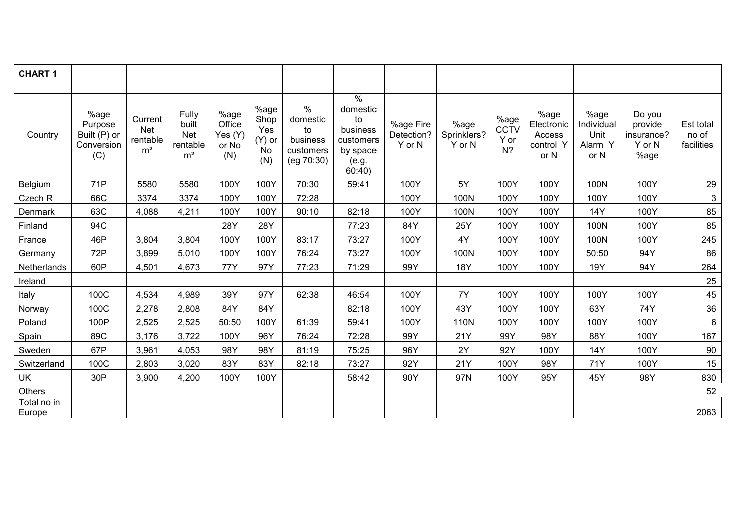| CHART 1 | | | | | | | | | | | | | | |
|---|---|---|---|---|---|---|---|---|---|---|---|---|---|---|
| | | | | | | | | | | | | | | |
| Country | %age Purpose Built (P) or Conversion (C) | Current Net rentable m² | Fully built Net rentable m² | %age Office Yes (Y) or No (N) | %age Shop Yes (Y) or No (N) | % domestic to business customers (eg 70:30) | % domestic to business customers by space (e.g. 60:40) | %age Fire Detection? Y or N | %age Sprinklers? Y or N | %age CCTV Y or N? | %age Electronic Access control Y or N | %age Individual Unit Alarm Y or N | Do you provide insurance? Y or N %age | Est total no of facilities |
| Belgium | 71P | 5580 | 5580 | 100Y | 100Y | 70:30 | 59:41 | 100Y | 5Y | 100Y | 100Y | 100N | 100Y | 29 |
| Czech R | 66C | 3374 | 3374 | 100Y | 100Y | 72:28 | | 100Y | 100N | 100Y | 100Y | 100Y | 100Y | 3 |
| Denmark | 63C | 4,088 | 4,211 | 100Y | 100Y | 90:10 | 82:18 | 100Y | 100N | 100Y | 100Y | 14Y | 100Y | 85 |
| Finland | 94C | | | 28Y | 28Y | | 77:23 | 84Y | 25Y | 100Y | 100Y | 100N | 100Y | 85 |
| France | 46P | 3,804 | 3,804 | 100Y | 100Y | 83:17 | 73:27 | 100Y | 4Y | 100Y | 100Y | 100N | 100Y | 245 |
| Germany | 72P | 3,899 | 5,010 | 100Y | 100Y | 76:24 | 73:27 | 100Y | 100N | 100Y | 100Y | 50:50 | 94Y | 86 |
| Netherlands | 60P | 4,501 | 4,673 | 77Y | 97Y | 77:23 | 71:29 | 99Y | 18Y | 100Y | 100Y | 19Y | 94Y | 264 |
| Ireland | | | | | | | | | | | | | | 25 |
| Italy | 100C | 4,534 | 4,989 | 39Y | 97Y | 62:38 | 46:54 | 100Y | 7Y | 100Y | 100Y | 100Y | 100Y | 45 |
| Norway | 100C | 2,278 | 2,808 | 84Y | 84Y | | 82:18 | 100Y | 43Y | 100Y | 100Y | 63Y | 74Y | 36 |
| Poland | 100P | 2,525 | 2,525 | 50:50 | 100Y | 61:39 | 59:41 | 100Y | 110N | 100Y | 100Y | 100Y | 100Y | 6 |
| Spain | 89C | 3,176 | 3,722 | 100Y | 96Y | 76:24 | 72:28 | 99Y | 21Y | 99Y | 98Y | 88Y | 100Y | 167 |
| Sweden | 67P | 3,961 | 4,053 | 98Y | 98Y | 81:19 | 75:25 | 96Y | 2Y | 92Y | 100Y | 14Y | 100Y | 90 |
| Switzerland | 100C | 2,803 | 3,020 | 83Y | 83Y | 82:18 | 73:27 | 92Y | 21Y | 100Y | 98Y | 71Y | 100Y | 15 |
| UK | 30P | 3,900 | 4,200 | 100Y | 100Y | | 58:42 | 90Y | 97N | 100Y | 95Y | 45Y | 98Y | 830 |
| Others | | | | | | | | | | | | | | 52 |
| Total no in Europe | | | | | | | | | | | | | | 2063 |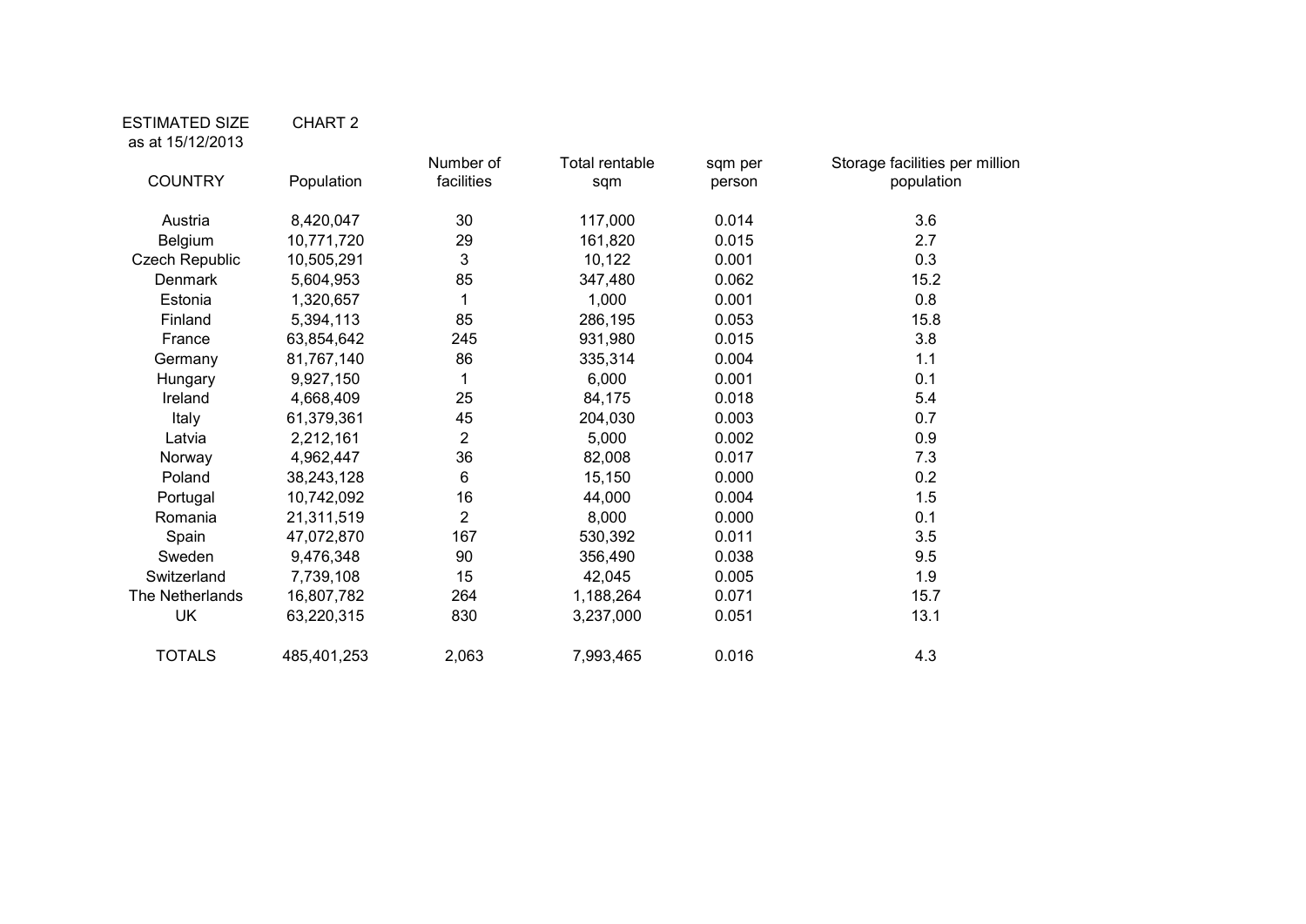ESTIMATED SIZE as at 15/12/2013 — CHART 2

| COUNTRY | Population | Number of facilities | Total rentable sqm | sqm per person | Storage facilities per million population |
|---|---|---|---|---|---|
| Austria | 8,420,047 | 30 | 117,000 | 0.014 | 3.6 |
| Belgium | 10,771,720 | 29 | 161,820 | 0.015 | 2.7 |
| Czech Republic | 10,505,291 | 3 | 10,122 | 0.001 | 0.3 |
| Denmark | 5,604,953 | 85 | 347,480 | 0.062 | 15.2 |
| Estonia | 1,320,657 | 1 | 1,000 | 0.001 | 0.8 |
| Finland | 5,394,113 | 85 | 286,195 | 0.053 | 15.8 |
| France | 63,854,642 | 245 | 931,980 | 0.015 | 3.8 |
| Germany | 81,767,140 | 86 | 335,314 | 0.004 | 1.1 |
| Hungary | 9,927,150 | 1 | 6,000 | 0.001 | 0.1 |
| Ireland | 4,668,409 | 25 | 84,175 | 0.018 | 5.4 |
| Italy | 61,379,361 | 45 | 204,030 | 0.003 | 0.7 |
| Latvia | 2,212,161 | 2 | 5,000 | 0.002 | 0.9 |
| Norway | 4,962,447 | 36 | 82,008 | 0.017 | 7.3 |
| Poland | 38,243,128 | 6 | 15,150 | 0.000 | 0.2 |
| Portugal | 10,742,092 | 16 | 44,000 | 0.004 | 1.5 |
| Romania | 21,311,519 | 2 | 8,000 | 0.000 | 0.1 |
| Spain | 47,072,870 | 167 | 530,392 | 0.011 | 3.5 |
| Sweden | 9,476,348 | 90 | 356,490 | 0.038 | 9.5 |
| Switzerland | 7,739,108 | 15 | 42,045 | 0.005 | 1.9 |
| The Netherlands | 16,807,782 | 264 | 1,188,264 | 0.071 | 15.7 |
| UK | 63,220,315 | 830 | 3,237,000 | 0.051 | 13.1 |
| TOTALS | 485,401,253 | 2,063 | 7,993,465 | 0.016 | 4.3 |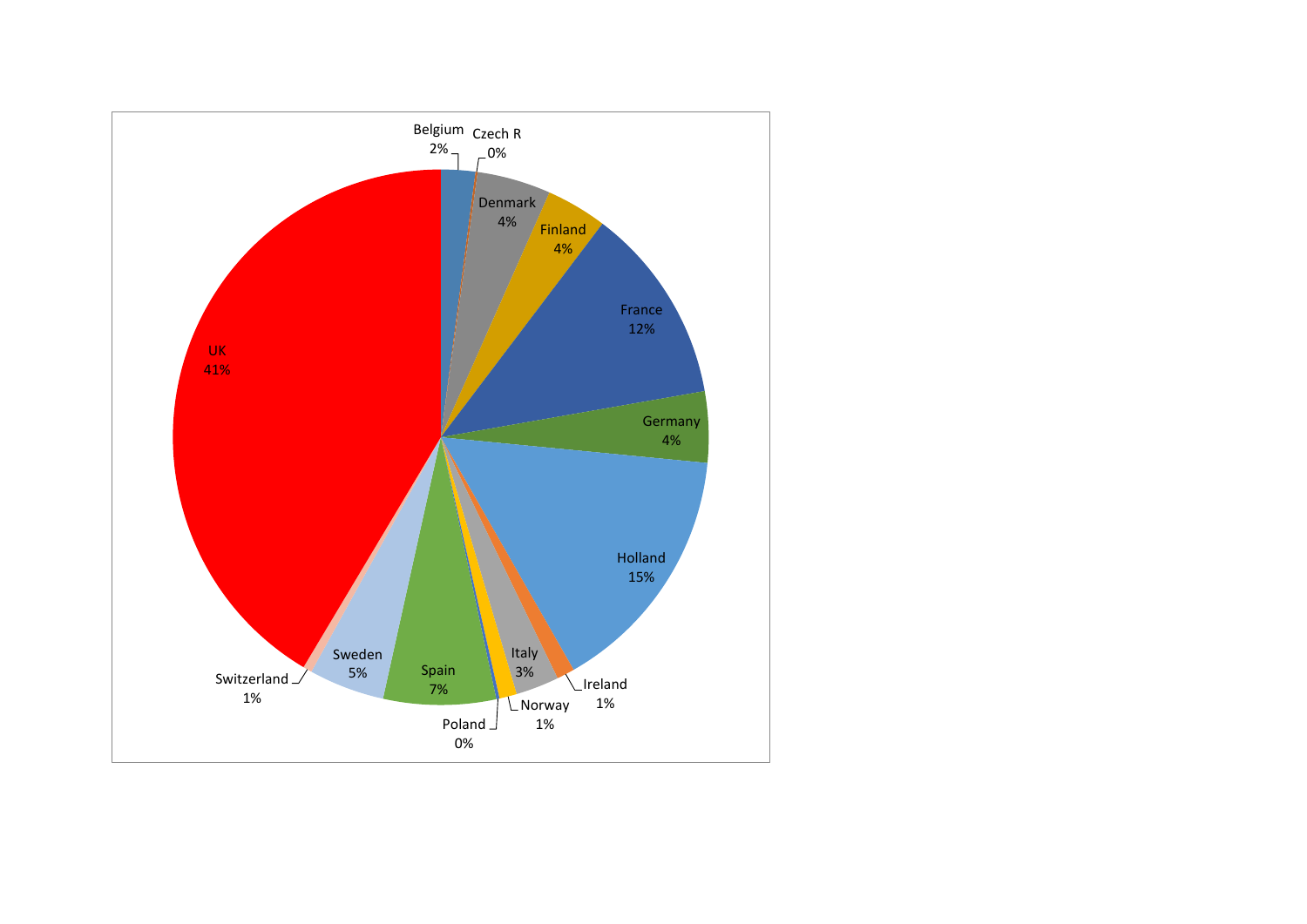Belgium
2%

Czech R
0%

Denmark
4%

Finland
4%

France
12%

Germany
4%

Holland
15%

Ireland
1%

Italy
3%

Norway
1%

Poland
0%

Spain
7%

Sweden
5%

Switzerland
1%

UK
41%